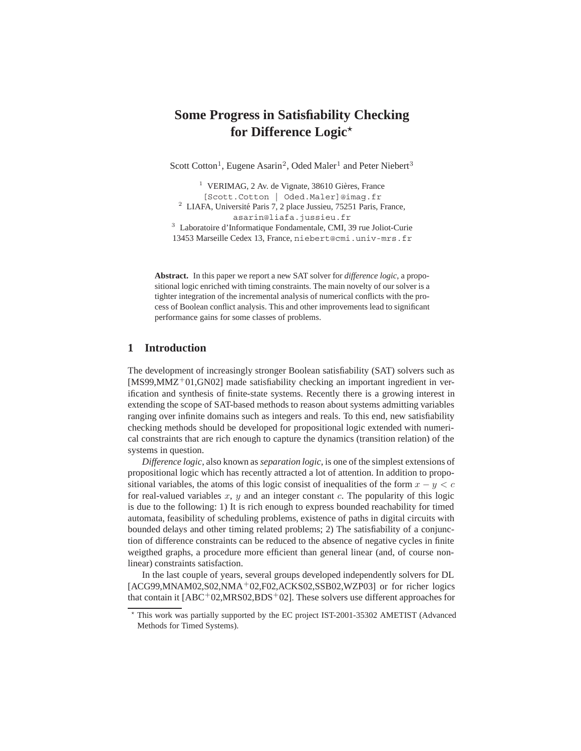# Some Progress in Satisfiability Checking for Difference Logic*

Scott Cotton[1], Eugene Asarin[2], Oded Maler[1] and Peter Niebert[3]

[1] VERIMAG, 2 Av. de Vignate, 38610 Gières, France
[Scott.Cotton | Oded.Maler]@imag.fr
[2] LIAFA, Université Paris 7, 2 place Jussieu, 75251 Paris, France,
asarin@liafa.jussieu.fr
[3] Laboratoire d'Informatique Fondamentale, CMI, 39 rue Joliot-Curie
13453 Marseille Cedex 13, France, niebert@cmi.univ-mrs.fr

**Abstract.** In this paper we report a new SAT solver for *difference logic*, a propositional logic enriched with timing constraints. The main novelty of our solver is a tighter integration of the incremental analysis of numerical conflicts with the process of Boolean conflict analysis. This and other improvements lead to significant performance gains for some classes of problems.

## 1 Introduction

The development of increasingly stronger Boolean satisfiability (SAT) solvers such as [MS99,MMZ+01,GN02] made satisfiability checking an important ingredient in verification and synthesis of finite-state systems. Recently there is a growing interest in extending the scope of SAT-based methods to reason about systems admitting variables ranging over infinite domains such as integers and reals. To this end, new satisfiability checking methods should be developed for propositional logic extended with numerical constraints that are rich enough to capture the dynamics (transition relation) of the systems in question.

*Difference logic*, also known as *separation logic*, is one of the simplest extensions of propositional logic which has recently attracted a lot of attention. In addition to propositional variables, the atoms of this logic consist of inequalities of the form $x - y < c$ for real-valued variables $x$, $y$ and an integer constant $c$. The popularity of this logic is due to the following: 1) It is rich enough to express bounded reachability for timed automata, feasibility of scheduling problems, existence of paths in digital circuits with bounded delays and other timing related problems; 2) The satisfiability of a conjunction of difference constraints can be reduced to the absence of negative cycles in finite weigthed graphs, a procedure more efficient than general linear (and, of course nonlinear) constraints satisfaction.

In the last couple of years, several groups developed independently solvers for DL [ACG99,MNAM02,S02,NMA+02,F02,ACKS02,SSB02,WZP03] or for richer logics that contain it [ABC+02,MRS02,BDS+02]. These solvers use different approaches for

* This work was partially supported by the EC project IST-2001-35302 AMETIST (Advanced Methods for Timed Systems).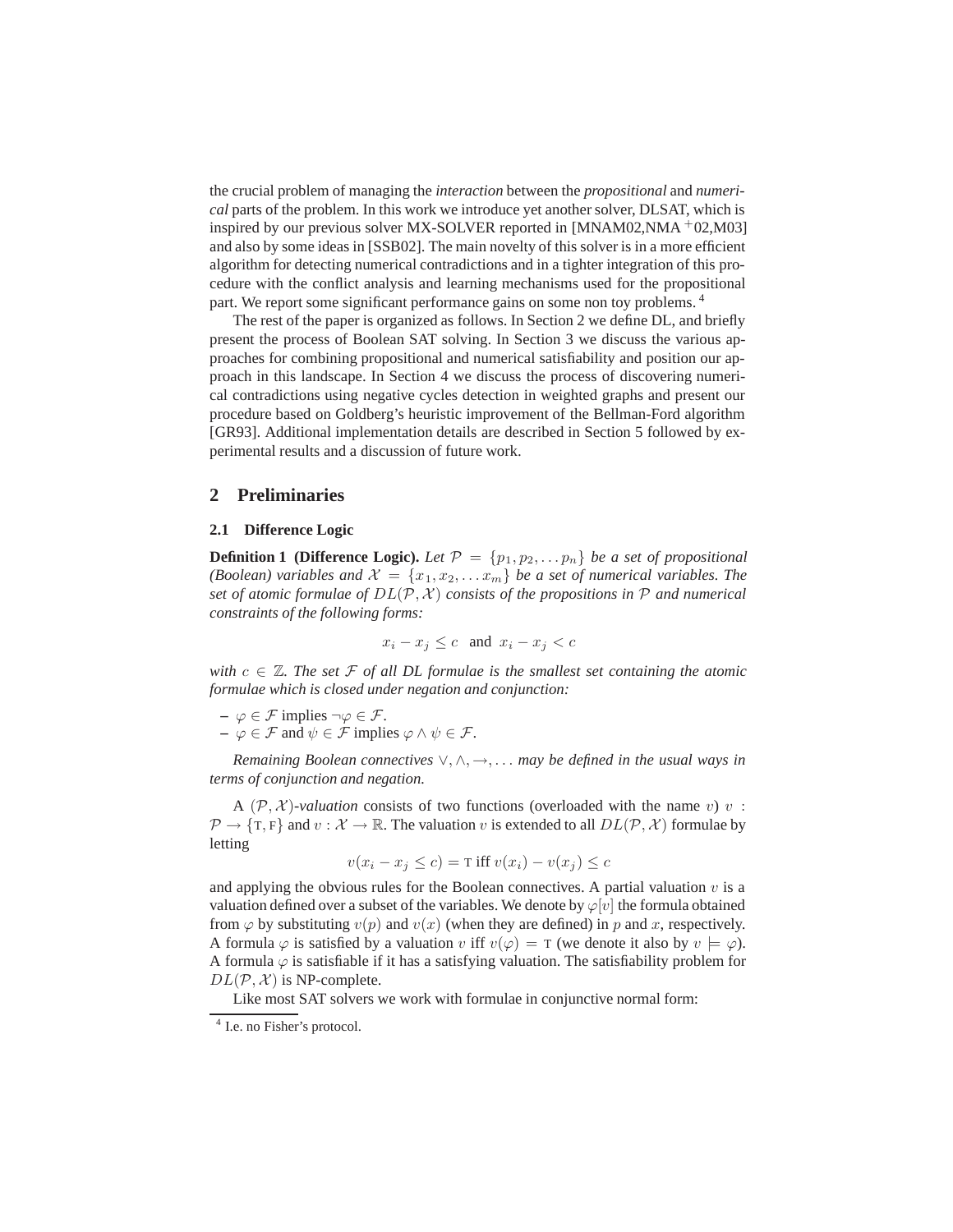the crucial problem of managing the *interaction* between the *propositional* and *numerical* parts of the problem. In this work we introduce yet another solver, DLSAT, which is inspired by our previous solver MX-SOLVER reported in [MNAM02,NMA+02,M03] and also by some ideas in [SSB02]. The main novelty of this solver is in a more efficient algorithm for detecting numerical contradictions and in a tighter integration of this procedure with the conflict analysis and learning mechanisms used for the propositional part. We report some significant performance gains on some non toy problems. [4]

The rest of the paper is organized as follows. In Section 2 we define DL, and briefly present the process of Boolean SAT solving. In Section 3 we discuss the various approaches for combining propositional and numerical satisfiability and position our approach in this landscape. In Section 4 we discuss the process of discovering numerical contradictions using negative cycles detection in weighted graphs and present our procedure based on Goldberg's heuristic improvement of the Bellman-Ford algorithm [GR93]. Additional implementation details are described in Section 5 followed by experimental results and a discussion of future work.

## 2 Preliminaries

### 2.1 Difference Logic

**Definition 1 (Difference Logic).** *Let $\mathcal{P} = \{p_1, p_2, \ldots p_n\}$ be a set of propositional (Boolean) variables and $\mathcal{X} = \{x_1, x_2, \ldots x_m\}$ be a set of numerical variables. The set of atomic formulae of $DL(\mathcal{P}, \mathcal{X})$ consists of the propositions in $\mathcal{P}$ and numerical constraints of the following forms:*

$$x_i - x_j \leq c \quad \text{and} \quad x_i - x_j < c$$

*with $c \in \mathbb{Z}$. The set $\mathcal{F}$ of all DL formulae is the smallest set containing the atomic formulae which is closed under negation and conjunction:*

- $\varphi \in \mathcal{F}$ implies $\neg\varphi \in \mathcal{F}$.
- $\varphi \in \mathcal{F}$ and $\psi \in \mathcal{F}$ implies $\varphi \wedge \psi \in \mathcal{F}$.

*Remaining Boolean connectives $\vee, \wedge, \rightarrow, \ldots$ may be defined in the usual ways in terms of conjunction and negation.*

A $(\mathcal{P}, \mathcal{X})$*-valuation* consists of two functions (overloaded with the name $v$) $v : \mathcal{P} \rightarrow \{\text{T}, \text{F}\}$ and $v : \mathcal{X} \rightarrow \mathbb{R}$. The valuation $v$ is extended to all $DL(\mathcal{P}, \mathcal{X})$ formulae by letting

$$v(x_i - x_j \leq c) = \text{T iff } v(x_i) - v(x_j) \leq c$$

and applying the obvious rules for the Boolean connectives. A partial valuation $v$ is a valuation defined over a subset of the variables. We denote by $\varphi[v]$ the formula obtained from $\varphi$ by substituting $v(p)$ and $v(x)$ (when they are defined) in $p$ and $x$, respectively. A formula $\varphi$ is satisfied by a valuation $v$ iff $v(\varphi) = \text{T}$ (we denote it also by $v \models \varphi$). A formula $\varphi$ is satisfiable if it has a satisfying valuation. The satisfiability problem for $DL(\mathcal{P}, \mathcal{X})$ is NP-complete.

Like most SAT solvers we work with formulae in conjunctive normal form:

[4] I.e. no Fisher's protocol.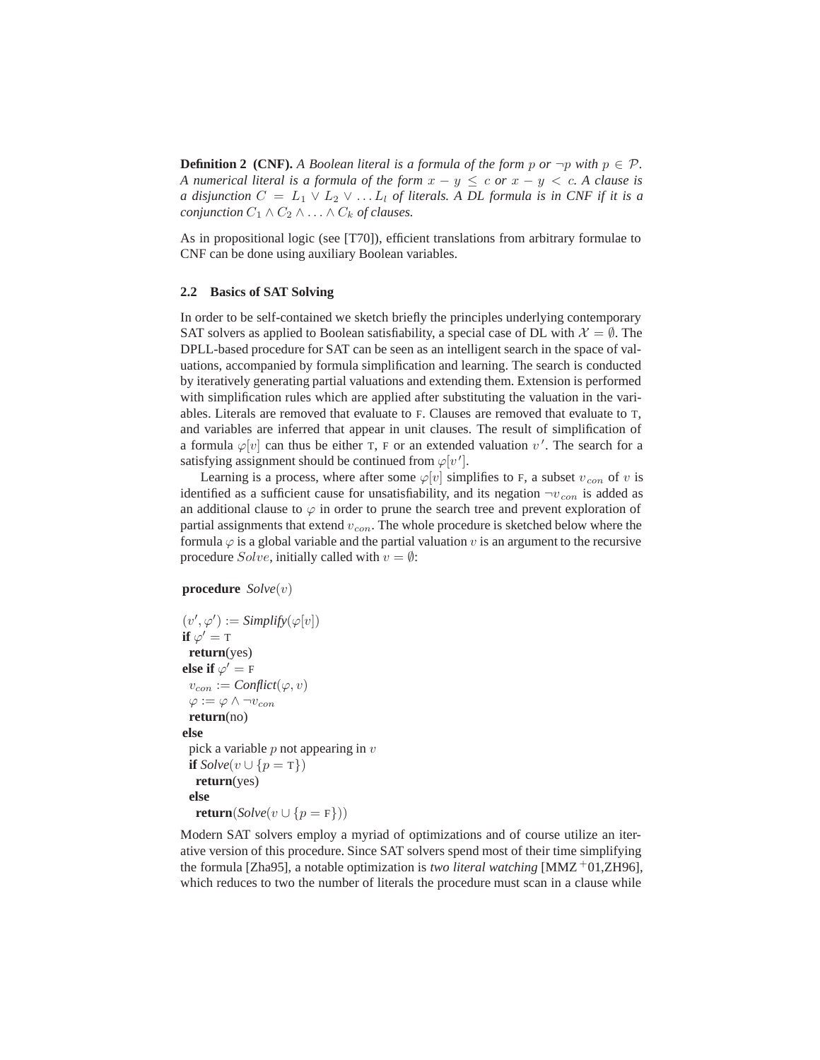**Definition 2 (CNF).** *A Boolean literal is a formula of the form $p$ or $\neg p$ with $p \in \mathcal{P}$. A numerical literal is a formula of the form $x - y \leq c$ or $x - y < c$. A clause is a disjunction $C = L_1 \vee L_2 \vee \ldots L_l$ of literals. A DL formula is in CNF if it is a conjunction $C_1 \wedge C_2 \wedge \ldots \wedge C_k$ of clauses.*

As in propositional logic (see [T70]), efficient translations from arbitrary formulae to CNF can be done using auxiliary Boolean variables.

### 2.2 Basics of SAT Solving

In order to be self-contained we sketch briefly the principles underlying contemporary SAT solvers as applied to Boolean satisfiability, a special case of DL with $\mathcal{X} = \emptyset$. The DPLL-based procedure for SAT can be seen as an intelligent search in the space of valuations, accompanied by formula simplification and learning. The search is conducted by iteratively generating partial valuations and extending them. Extension is performed with simplification rules which are applied after substituting the valuation in the variables. Literals are removed that evaluate to F. Clauses are removed that evaluate to T, and variables are inferred that appear in unit clauses. The result of simplification of a formula $\varphi[v]$ can thus be either T, F or an extended valuation $v'$. The search for a satisfying assignment should be continued from $\varphi[v']$.

Learning is a process, where after some $\varphi[v]$ simplifies to F, a subset $v_{con}$ of $v$ is identified as a sufficient cause for unsatisfiability, and its negation $\neg v_{con}$ is added as an additional clause to $\varphi$ in order to prune the search tree and prevent exploration of partial assignments that extend $v_{con}$. The whole procedure is sketched below where the formula $\varphi$ is a global variable and the partial valuation $v$ is an argument to the recursive procedure $Solve$, initially called with $v = \emptyset$:

```
procedure Solve(v)

(v', φ') := Simplify(φ[v])
if φ' = T
  return(yes)
else if φ' = F
  v_con := Conflict(φ, v)
  φ := φ ∧ ¬v_con
  return(no)
else
  pick a variable p not appearing in v
  if Solve(v ∪ {p = T})
    return(yes)
  else
    return(Solve(v ∪ {p = F}))
```

Modern SAT solvers employ a myriad of optimizations and of course utilize an iterative version of this procedure. Since SAT solvers spend most of their time simplifying the formula [Zha95], a notable optimization is *two literal watching* [MMZ+01,ZH96], which reduces to two the number of literals the procedure must scan in a clause while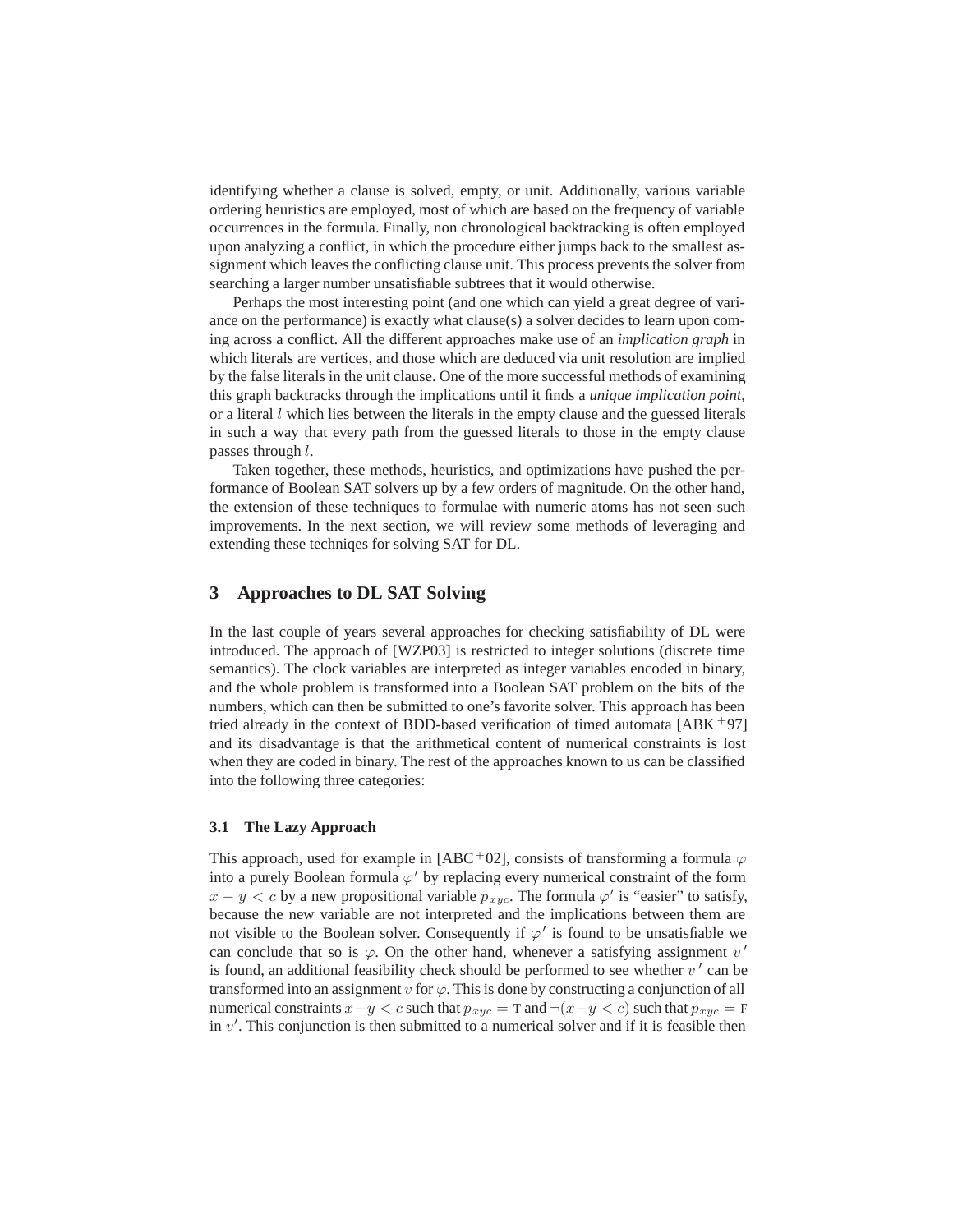identifying whether a clause is solved, empty, or unit. Additionally, various variable ordering heuristics are employed, most of which are based on the frequency of variable occurrences in the formula. Finally, non chronological backtracking is often employed upon analyzing a conflict, in which the procedure either jumps back to the smallest assignment which leaves the conflicting clause unit. This process prevents the solver from searching a larger number unsatisfiable subtrees that it would otherwise.

Perhaps the most interesting point (and one which can yield a great degree of variance on the performance) is exactly what clause(s) a solver decides to learn upon coming across a conflict. All the different approaches make use of an *implication graph* in which literals are vertices, and those which are deduced via unit resolution are implied by the false literals in the unit clause. One of the more successful methods of examining this graph backtracks through the implications until it finds a *unique implication point*, or a literal $l$ which lies between the literals in the empty clause and the guessed literals in such a way that every path from the guessed literals to those in the empty clause passes through $l$.

Taken together, these methods, heuristics, and optimizations have pushed the performance of Boolean SAT solvers up by a few orders of magnitude. On the other hand, the extension of these techniques to formulae with numeric atoms has not seen such improvements. In the next section, we will review some methods of leveraging and extending these techniqes for solving SAT for DL.

## 3 Approaches to DL SAT Solving

In the last couple of years several approaches for checking satisfiability of DL were introduced. The approach of [WZP03] is restricted to integer solutions (discrete time semantics). The clock variables are interpreted as integer variables encoded in binary, and the whole problem is transformed into a Boolean SAT problem on the bits of the numbers, which can then be submitted to one's favorite solver. This approach has been tried already in the context of BDD-based verification of timed automata [ABK+97] and its disadvantage is that the arithmetical content of numerical constraints is lost when they are coded in binary. The rest of the approaches known to us can be classified into the following three categories:

### 3.1 The Lazy Approach

This approach, used for example in [ABC+02], consists of transforming a formula $\varphi$ into a purely Boolean formula $\varphi'$ by replacing every numerical constraint of the form $x - y < c$ by a new propositional variable $p_{xyc}$. The formula $\varphi'$ is "easier" to satisfy, because the new variable are not interpreted and the implications between them are not visible to the Boolean solver. Consequently if $\varphi'$ is found to be unsatisfiable we can conclude that so is $\varphi$. On the other hand, whenever a satisfying assignment $v'$ is found, an additional feasibility check should be performed to see whether $v'$ can be transformed into an assignment $v$ for $\varphi$. This is done by constructing a conjunction of all numerical constraints $x-y < c$ such that $p_{xyc} = \text{T}$ and $\neg(x-y < c)$ such that $p_{xyc} = \text{F}$ in $v'$. This conjunction is then submitted to a numerical solver and if it is feasible then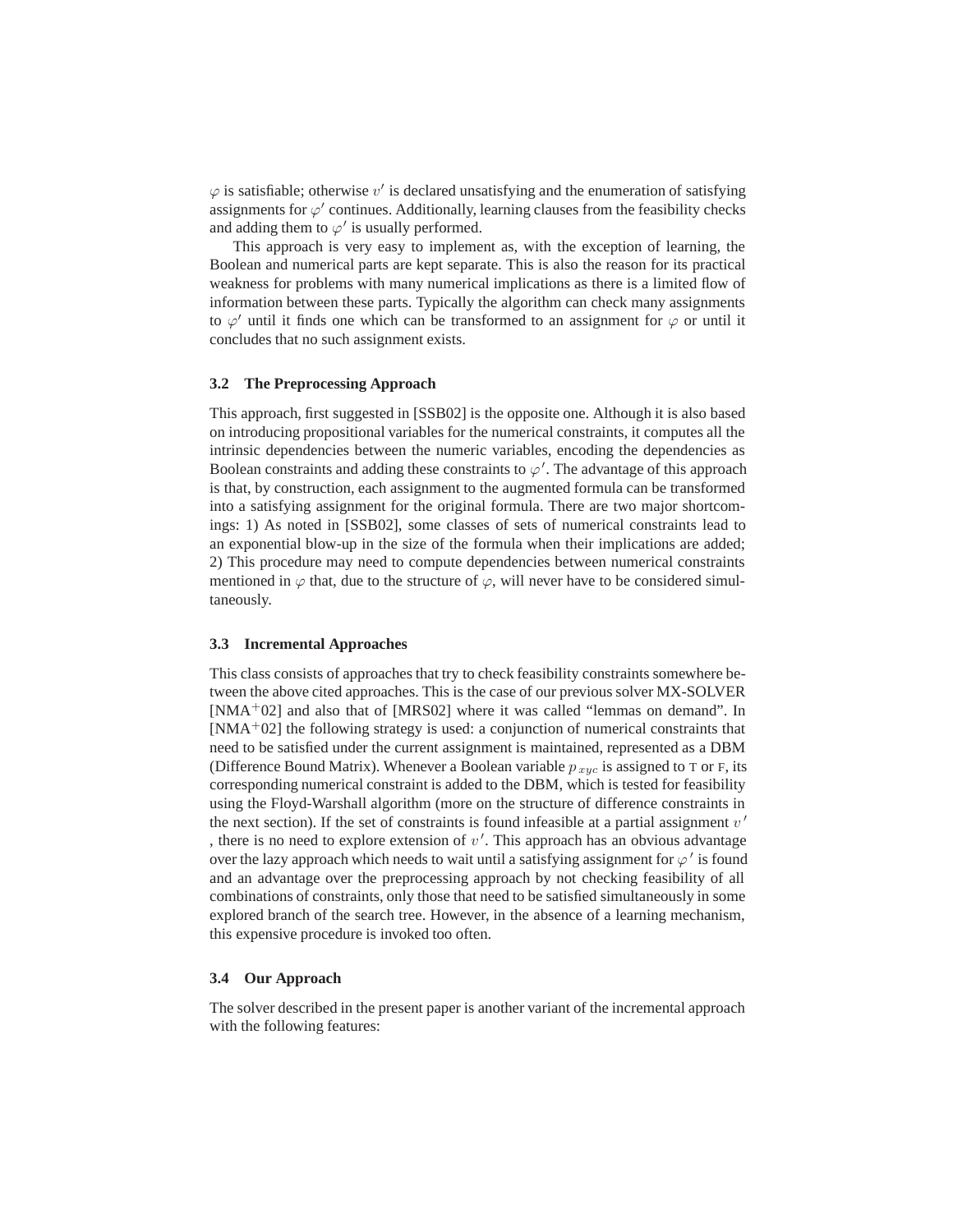$\varphi$ is satisfiable; otherwise $v'$ is declared unsatisfying and the enumeration of satisfying assignments for $\varphi'$ continues. Additionally, learning clauses from the feasibility checks and adding them to $\varphi'$ is usually performed.

This approach is very easy to implement as, with the exception of learning, the Boolean and numerical parts are kept separate. This is also the reason for its practical weakness for problems with many numerical implications as there is a limited flow of information between these parts. Typically the algorithm can check many assignments to $\varphi'$ until it finds one which can be transformed to an assignment for $\varphi$ or until it concludes that no such assignment exists.

### 3.2 The Preprocessing Approach

This approach, first suggested in [SSB02] is the opposite one. Although it is also based on introducing propositional variables for the numerical constraints, it computes all the intrinsic dependencies between the numeric variables, encoding the dependencies as Boolean constraints and adding these constraints to $\varphi'$. The advantage of this approach is that, by construction, each assignment to the augmented formula can be transformed into a satisfying assignment for the original formula. There are two major shortcomings: 1) As noted in [SSB02], some classes of sets of numerical constraints lead to an exponential blow-up in the size of the formula when their implications are added; 2) This procedure may need to compute dependencies between numerical constraints mentioned in $\varphi$ that, due to the structure of $\varphi$, will never have to be considered simultaneously.

### 3.3 Incremental Approaches

This class consists of approaches that try to check feasibility constraints somewhere between the above cited approaches. This is the case of our previous solver MX-SOLVER [NMA$^+$02] and also that of [MRS02] where it was called "lemmas on demand". In [NMA$^+$02] the following strategy is used: a conjunction of numerical constraints that need to be satisfied under the current assignment is maintained, represented as a DBM (Difference Bound Matrix). Whenever a Boolean variable $p_{xyc}$ is assigned to T or F, its corresponding numerical constraint is added to the DBM, which is tested for feasibility using the Floyd-Warshall algorithm (more on the structure of difference constraints in the next section). If the set of constraints is found infeasible at a partial assignment $v'$ , there is no need to explore extension of $v'$. This approach has an obvious advantage over the lazy approach which needs to wait until a satisfying assignment for $\varphi'$ is found and an advantage over the preprocessing approach by not checking feasibility of all combinations of constraints, only those that need to be satisfied simultaneously in some explored branch of the search tree. However, in the absence of a learning mechanism, this expensive procedure is invoked too often.

### 3.4 Our Approach

The solver described in the present paper is another variant of the incremental approach with the following features: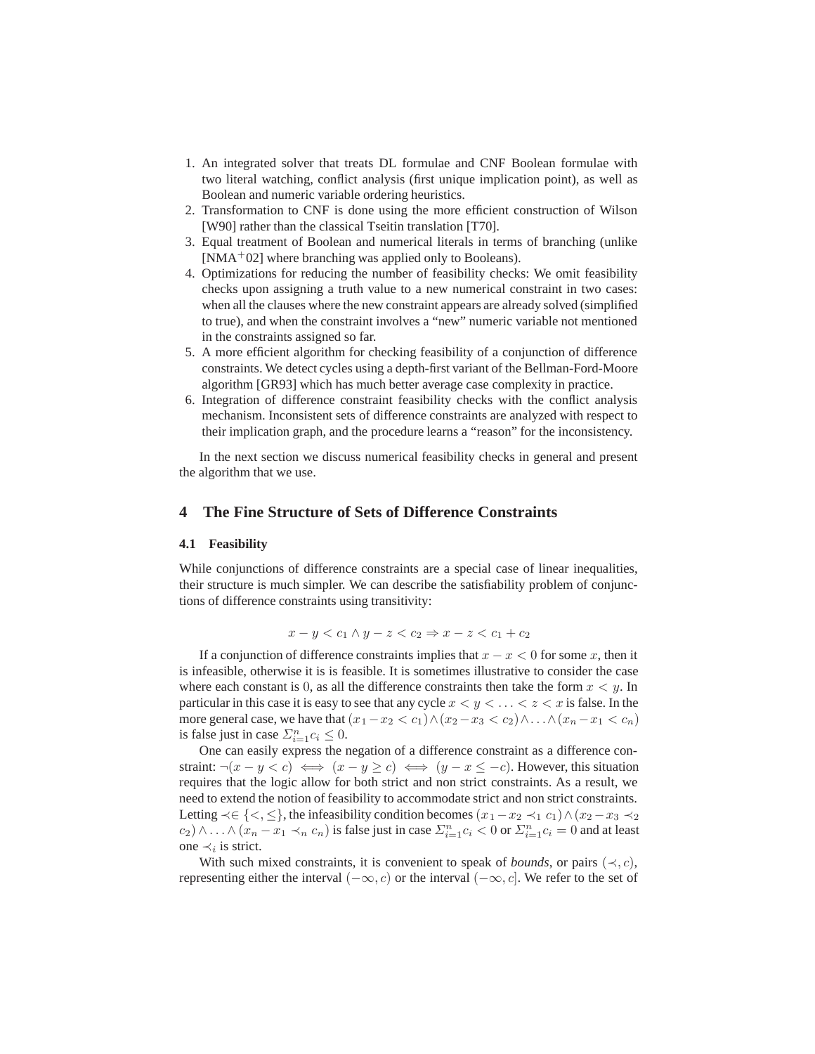1. An integrated solver that treats DL formulae and CNF Boolean formulae with two literal watching, conflict analysis (first unique implication point), as well as Boolean and numeric variable ordering heuristics.
2. Transformation to CNF is done using the more efficient construction of Wilson [W90] rather than the classical Tseitin translation [T70].
3. Equal treatment of Boolean and numerical literals in terms of branching (unlike [NMA+02] where branching was applied only to Booleans).
4. Optimizations for reducing the number of feasibility checks: We omit feasibility checks upon assigning a truth value to a new numerical constraint in two cases: when all the clauses where the new constraint appears are already solved (simplified to true), and when the constraint involves a "new" numeric variable not mentioned in the constraints assigned so far.
5. A more efficient algorithm for checking feasibility of a conjunction of difference constraints. We detect cycles using a depth-first variant of the Bellman-Ford-Moore algorithm [GR93] which has much better average case complexity in practice.
6. Integration of difference constraint feasibility checks with the conflict analysis mechanism. Inconsistent sets of difference constraints are analyzed with respect to their implication graph, and the procedure learns a "reason" for the inconsistency.

In the next section we discuss numerical feasibility checks in general and present the algorithm that we use.

## 4 The Fine Structure of Sets of Difference Constraints

### 4.1 Feasibility

While conjunctions of difference constraints are a special case of linear inequalities, their structure is much simpler. We can describe the satisfiability problem of conjunctions of difference constraints using transitivity:

$$x - y < c_1 \wedge y - z < c_2 \Rightarrow x - z < c_1 + c_2$$

If a conjunction of difference constraints implies that $x - x < 0$ for some $x$, then it is infeasible, otherwise it is is feasible. It is sometimes illustrative to consider the case where each constant is $0$, as all the difference constraints then take the form $x < y$. In particular in this case it is easy to see that any cycle $x < y < \ldots < z < x$ is false. In the more general case, we have that $(x_1 - x_2 < c_1) \wedge (x_2 - x_3 < c_2) \wedge \ldots \wedge (x_n - x_1 < c_n)$ is false just in case $\Sigma_{i=1}^{n} c_i \leq 0$.

One can easily express the negation of a difference constraint as a difference constraint: $\neg(x - y < c) \iff (x - y \geq c) \iff (y - x \leq -c)$. However, this situation requires that the logic allow for both strict and non strict constraints. As a result, we need to extend the notion of feasibility to accommodate strict and non strict constraints. Letting $\prec \in \{<, \leq\}$, the infeasibility condition becomes $(x_1 - x_2 \prec_1 c_1) \wedge (x_2 - x_3 \prec_2 c_2) \wedge \ldots \wedge (x_n - x_1 \prec_n c_n)$ is false just in case $\Sigma_{i=1}^{n} c_i < 0$ or $\Sigma_{i=1}^{n} c_i = 0$ and at least one $\prec_i$ is strict.

With such mixed constraints, it is convenient to speak of *bounds*, or pairs $(\prec, c)$, representing either the interval $(-\infty, c)$ or the interval $(-\infty, c]$. We refer to the set of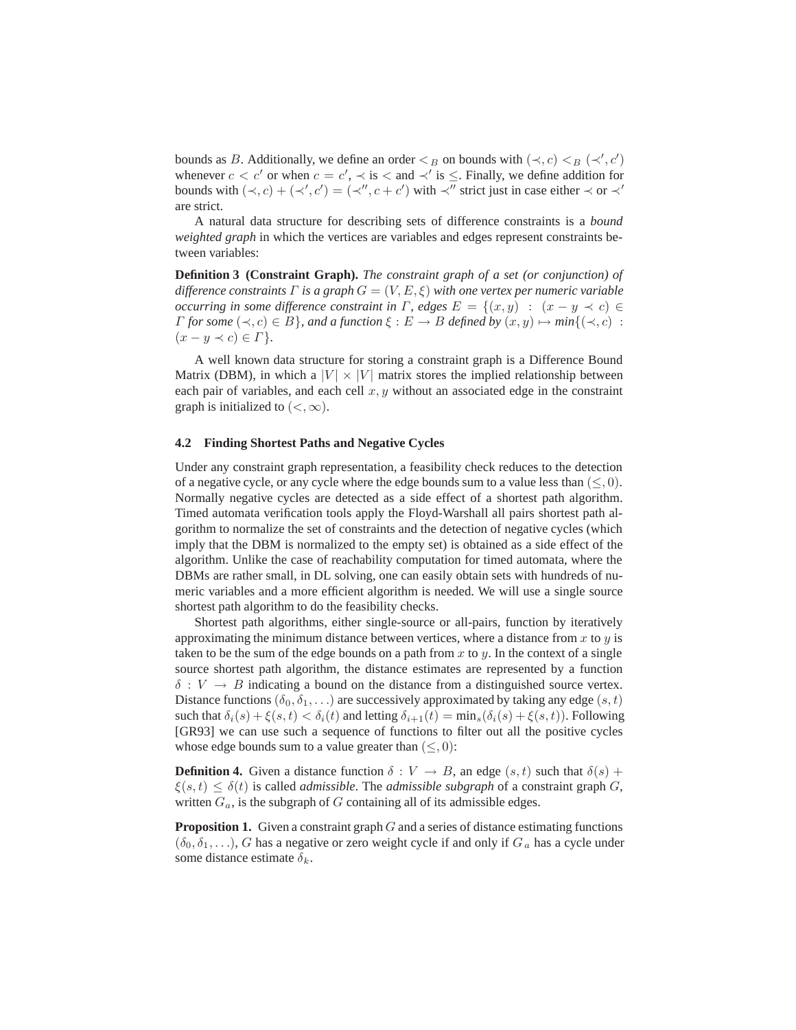bounds as $B$. Additionally, we define an order $<_B$ on bounds with $(\prec, c) <_B (\prec', c')$ whenever $c < c'$ or when $c = c'$, $\prec$ is $<$ and $\prec'$ is $\leq$. Finally, we define addition for bounds with $(\prec, c) + (\prec', c') = (\prec'', c + c')$ with $\prec''$ strict just in case either $\prec$ or $\prec'$ are strict.

A natural data structure for describing sets of difference constraints is a *bound weighted graph* in which the vertices are variables and edges represent constraints between variables:

**Definition 3 (Constraint Graph).** *The constraint graph of a set (or conjunction) of difference constraints $\Gamma$ is a graph $G = (V, E, \xi)$ with one vertex per numeric variable occurring in some difference constraint in $\Gamma$, edges $E = \{(x, y) \ : \ (x - y \prec c) \in \Gamma$ for some $(\prec, c) \in B\}$, and a function $\xi : E \rightarrow B$ defined by $(x, y) \mapsto min\{(\prec, c) \ : (x - y \prec c) \in \Gamma\}$.*

A well known data structure for storing a constraint graph is a Difference Bound Matrix (DBM), in which a $|V| \times |V|$ matrix stores the implied relationship between each pair of variables, and each cell $x, y$ without an associated edge in the constraint graph is initialized to $(<, \infty)$.

### 4.2 Finding Shortest Paths and Negative Cycles

Under any constraint graph representation, a feasibility check reduces to the detection of a negative cycle, or any cycle where the edge bounds sum to a value less than $(\leq, 0)$. Normally negative cycles are detected as a side effect of a shortest path algorithm. Timed automata verification tools apply the Floyd-Warshall all pairs shortest path algorithm to normalize the set of constraints and the detection of negative cycles (which imply that the DBM is normalized to the empty set) is obtained as a side effect of the algorithm. Unlike the case of reachability computation for timed automata, where the DBMs are rather small, in DL solving, one can easily obtain sets with hundreds of numeric variables and a more efficient algorithm is needed. We will use a single source shortest path algorithm to do the feasibility checks.

Shortest path algorithms, either single-source or all-pairs, function by iteratively approximating the minimum distance between vertices, where a distance from $x$ to $y$ is taken to be the sum of the edge bounds on a path from $x$ to $y$. In the context of a single source shortest path algorithm, the distance estimates are represented by a function $\delta : V \rightarrow B$ indicating a bound on the distance from a distinguished source vertex. Distance functions $(\delta_0, \delta_1, \ldots)$ are successively approximated by taking any edge $(s, t)$ such that $\delta_i(s) + \xi(s, t) < \delta_i(t)$ and letting $\delta_{i+1}(t) = \min_s(\delta_i(s) + \xi(s, t))$. Following [GR93] we can use such a sequence of functions to filter out all the positive cycles whose edge bounds sum to a value greater than $(\leq, 0)$:

**Definition 4.** Given a distance function $\delta : V \rightarrow B$, an edge $(s, t)$ such that $\delta(s) + \xi(s, t) \leq \delta(t)$ is called *admissible*. The *admissible subgraph* of a constraint graph $G$, written $G_a$, is the subgraph of $G$ containing all of its admissible edges.

**Proposition 1.** Given a constraint graph $G$ and a series of distance estimating functions $(\delta_0, \delta_1, \ldots)$, $G$ has a negative or zero weight cycle if and only if $G_a$ has a cycle under some distance estimate $\delta_k$.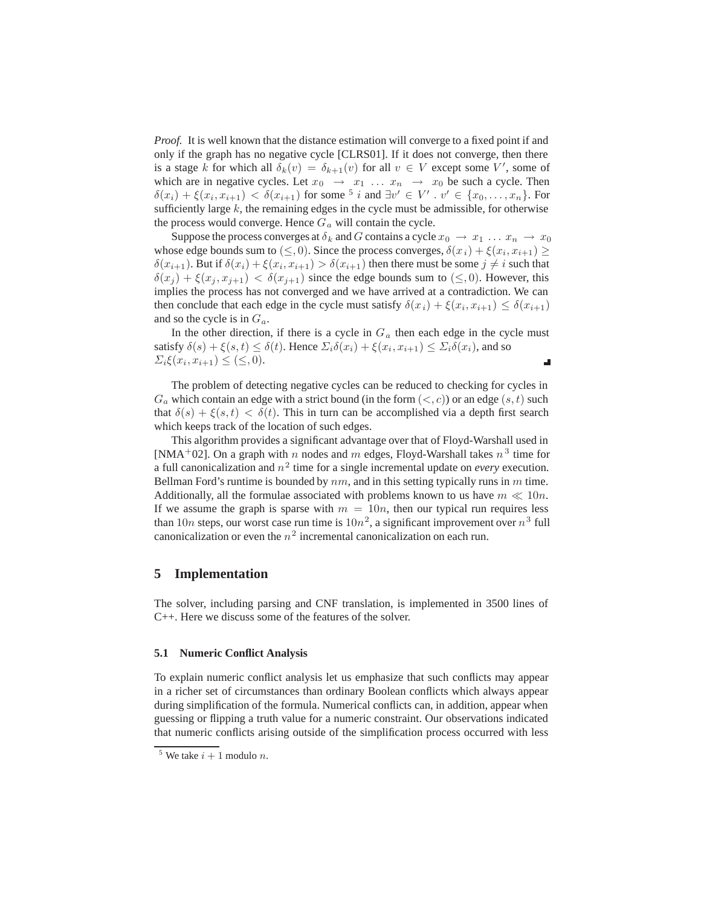*Proof.* It is well known that the distance estimation will converge to a fixed point if and only if the graph has no negative cycle [CLRS01]. If it does not converge, then there is a stage $k$ for which all $\delta_k(v) = \delta_{k+1}(v)$ for all $v \in V$ except some $V'$, some of which are in negative cycles. Let $x_0 \rightarrow x_1 \ldots x_n \rightarrow x_0$ be such a cycle. Then $\delta(x_i) + \xi(x_i, x_{i+1}) < \delta(x_{i+1})$ for some [5] $i$ and $\exists v' \in V' \,.\, v' \in \{x_0, \ldots, x_n\}$. For sufficiently large $k$, the remaining edges in the cycle must be admissible, for otherwise the process would converge. Hence $G_a$ will contain the cycle.

Suppose the process converges at $\delta_k$ and $G$ contains a cycle $x_0 \rightarrow x_1 \ldots x_n \rightarrow x_0$ whose edge bounds sum to $(\leq, 0)$. Since the process converges, $\delta(x_i) + \xi(x_i, x_{i+1}) \geq \delta(x_{i+1})$. But if $\delta(x_i) + \xi(x_i, x_{i+1}) > \delta(x_{i+1})$ then there must be some $j \neq i$ such that $\delta(x_j) + \xi(x_j, x_{j+1}) < \delta(x_{j+1})$ since the edge bounds sum to $(\leq, 0)$. However, this implies the process has not converged and we have arrived at a contradiction. We can then conclude that each edge in the cycle must satisfy $\delta(x_i) + \xi(x_i, x_{i+1}) \leq \delta(x_{i+1})$ and so the cycle is in $G_a$.

In the other direction, if there is a cycle in $G_a$ then each edge in the cycle must satisfy $\delta(s) + \xi(s, t) \leq \delta(t)$. Hence $\Sigma_i \delta(x_i) + \xi(x_i, x_{i+1}) \leq \Sigma_i \delta(x_i)$, and so $\Sigma_i \xi(x_i, x_{i+1}) \leq (\leq, 0)$. ∎

The problem of detecting negative cycles can be reduced to checking for cycles in $G_a$ which contain an edge with a strict bound (in the form $(<, c)$) or an edge $(s, t)$ such that $\delta(s) + \xi(s, t) < \delta(t)$. This in turn can be accomplished via a depth first search which keeps track of the location of such edges.

This algorithm provides a significant advantage over that of Floyd-Warshall used in [NMA+02]. On a graph with $n$ nodes and $m$ edges, Floyd-Warshall takes $n^3$ time for a full canonicalization and $n^2$ time for a single incremental update on *every* execution. Bellman Ford's runtime is bounded by $nm$, and in this setting typically runs in $m$ time. Additionally, all the formulae associated with problems known to us have $m \ll 10n$. If we assume the graph is sparse with $m = 10n$, then our typical run requires less than $10n$ steps, our worst case run time is $10n^2$, a significant improvement over $n^3$ full canonicalization or even the $n^2$ incremental canonicalization on each run.

## 5 Implementation

The solver, including parsing and CNF translation, is implemented in 3500 lines of C++. Here we discuss some of the features of the solver.

### 5.1 Numeric Conflict Analysis

To explain numeric conflict analysis let us emphasize that such conflicts may appear in a richer set of circumstances than ordinary Boolean conflicts which always appear during simplification of the formula. Numerical conflicts can, in addition, appear when guessing or flipping a truth value for a numeric constraint. Our observations indicated that numeric conflicts arising outside of the simplification process occurred with less

[5] We take $i + 1$ modulo $n$.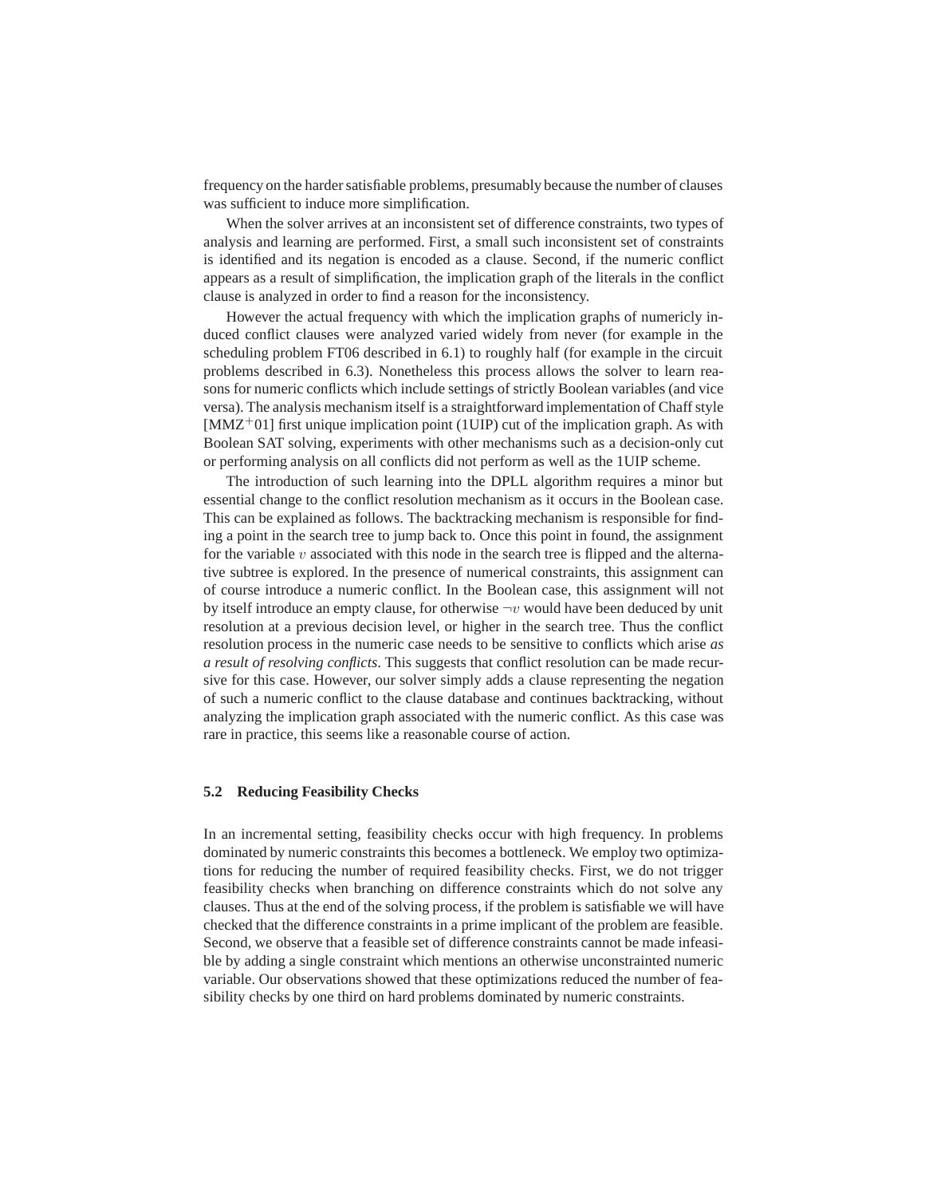frequency on the harder satisfiable problems, presumably because the number of clauses was sufficient to induce more simplification.

When the solver arrives at an inconsistent set of difference constraints, two types of analysis and learning are performed. First, a small such inconsistent set of constraints is identified and its negation is encoded as a clause. Second, if the numeric conflict appears as a result of simplification, the implication graph of the literals in the conflict clause is analyzed in order to find a reason for the inconsistency.

However the actual frequency with which the implication graphs of numericly induced conflict clauses were analyzed varied widely from never (for example in the scheduling problem FT06 described in 6.1) to roughly half (for example in the circuit problems described in 6.3). Nonetheless this process allows the solver to learn reasons for numeric conflicts which include settings of strictly Boolean variables (and vice versa). The analysis mechanism itself is a straightforward implementation of Chaff style [MMZ+01] first unique implication point (1UIP) cut of the implication graph. As with Boolean SAT solving, experiments with other mechanisms such as a decision-only cut or performing analysis on all conflicts did not perform as well as the 1UIP scheme.

The introduction of such learning into the DPLL algorithm requires a minor but essential change to the conflict resolution mechanism as it occurs in the Boolean case. This can be explained as follows. The backtracking mechanism is responsible for finding a point in the search tree to jump back to. Once this point in found, the assignment for the variable $v$ associated with this node in the search tree is flipped and the alternative subtree is explored. In the presence of numerical constraints, this assignment can of course introduce a numeric conflict. In the Boolean case, this assignment will not by itself introduce an empty clause, for otherwise $\neg v$ would have been deduced by unit resolution at a previous decision level, or higher in the search tree. Thus the conflict resolution process in the numeric case needs to be sensitive to conflicts which arise *as a result of resolving conflicts*. This suggests that conflict resolution can be made recursive for this case. However, our solver simply adds a clause representing the negation of such a numeric conflict to the clause database and continues backtracking, without analyzing the implication graph associated with the numeric conflict. As this case was rare in practice, this seems like a reasonable course of action.

### 5.2 Reducing Feasibility Checks

In an incremental setting, feasibility checks occur with high frequency. In problems dominated by numeric constraints this becomes a bottleneck. We employ two optimizations for reducing the number of required feasibility checks. First, we do not trigger feasibility checks when branching on difference constraints which do not solve any clauses. Thus at the end of the solving process, if the problem is satisfiable we will have checked that the difference constraints in a prime implicant of the problem are feasible. Second, we observe that a feasible set of difference constraints cannot be made infeasible by adding a single constraint which mentions an otherwise unconstraintend numeric variable. Our observations showed that these optimizations reduced the number of feasibility checks by one third on hard problems dominated by numeric constraints.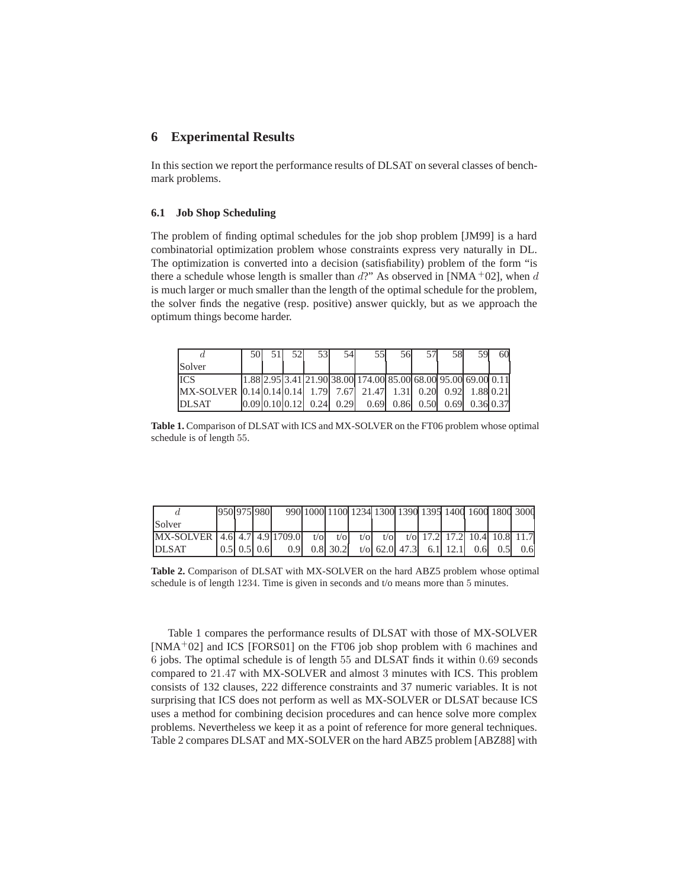## 6 Experimental Results

In this section we report the performance results of DLSAT on several classes of benchmark problems.

### 6.1 Job Shop Scheduling

The problem of finding optimal schedules for the job shop problem [JM99] is a hard combinatorial optimization problem whose constraints express very naturally in DL. The optimization is converted into a decision (satisfiability) problem of the form "is there a schedule whose length is smaller than $d$?" As observed in [NMA$^+$02], when $d$ is much larger or much smaller than the length of the optimal schedule for the problem, the solver finds the negative (resp. positive) answer quickly, but as we approach the optimum things become harder.

| $d$ / Solver | 50 | 51 | 52 | 53 | 54 | 55 | 56 | 57 | 58 | 59 | 60 |
|---|---|---|---|---|---|---|---|---|---|---|---|
| ICS | 1.88 | 2.95 | 3.41 | 21.90 | 38.00 | 174.00 | 85.00 | 68.00 | 95.00 | 69.00 | 0.11 |
| MX-SOLVER | 0.14 | 0.14 | 0.14 | 1.79 | 7.67 | 21.47 | 1.31 | 0.20 | 0.92 | 1.88 | 0.21 |
| DLSAT | 0.09 | 0.10 | 0.12 | 0.24 | 0.29 | 0.69 | 0.86 | 0.50 | 0.69 | 0.36 | 0.37 |

**Table 1.** Comparison of DLSAT with ICS and MX-SOLVER on the FT06 problem whose optimal schedule is of length $55$.

| $d$ / Solver | 950 | 975 | 980 | 990 | 1000 | 1100 | 1234 | 1300 | 1390 | 1395 | 1400 | 1600 | 1800 | 3000 |
|---|---|---|---|---|---|---|---|---|---|---|---|---|---|---|
| MX-SOLVER | 4.6 | 4.7 | 4.9 | 1709.0 | t/o | t/o | t/o | t/o | t/o | 17.2 | 17.2 | 10.4 | 10.8 | 11.7 |
| DLSAT | 0.5 | 0.5 | 0.6 | 0.9 | 0.8 | 30.2 | t/o | 62.0 | 47.3 | 6.1 | 12.1 | 0.6 | 0.5 | 0.6 |

**Table 2.** Comparison of DLSAT with MX-SOLVER on the hard ABZ5 problem whose optimal schedule is of length $1234$. Time is given in seconds and t/o means more than $5$ minutes.

Table 1 compares the performance results of DLSAT with those of MX-SOLVER [NMA$^+$02] and ICS [FORS01] on the FT06 job shop problem with $6$ machines and $6$ jobs. The optimal schedule is of length $55$ and DLSAT finds it within $0.69$ seconds compared to $21.47$ with MX-SOLVER and almost $3$ minutes with ICS. This problem consists of 132 clauses, 222 difference constraints and 37 numeric variables. It is not surprising that ICS does not perform as well as MX-SOLVER or DLSAT because ICS uses a method for combining decision procedures and can hence solve more complex problems. Nevertheless we keep it as a point of reference for more general techniques. Table 2 compares DLSAT and MX-SOLVER on the hard ABZ5 problem [ABZ88] with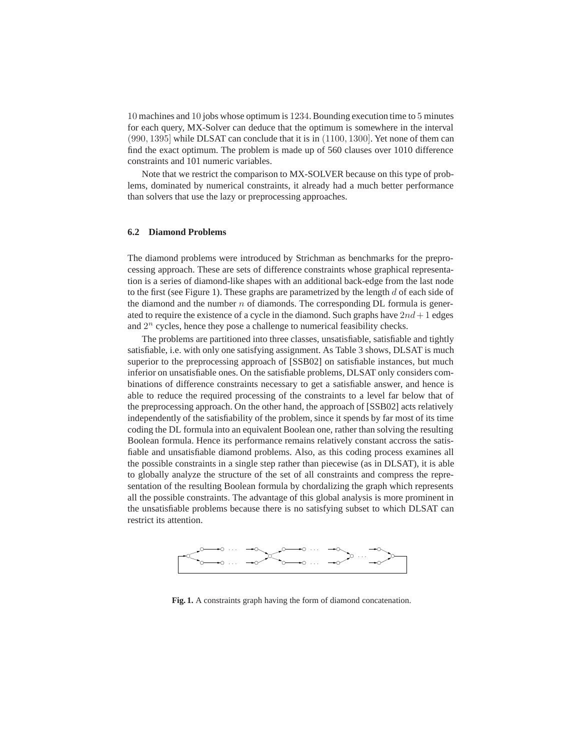$10$ machines and $10$ jobs whose optimum is $1234$. Bounding execution time to $5$ minutes for each query, MX-Solver can deduce that the optimum is somewhere in the interval $(990, 1395]$ while DLSAT can conclude that it is in $(1100, 1300]$. Yet none of them can find the exact optimum. The problem is made up of 560 clauses over 1010 difference constraints and 101 numeric variables.

Note that we restrict the comparison to MX-SOLVER because on this type of problems, dominated by numerical constraints, it already had a much better performance than solvers that use the lazy or preprocessing approaches.

### 6.2 Diamond Problems

The diamond problems were introduced by Strichman as benchmarks for the preprocessing approach. These are sets of difference constraints whose graphical representation is a series of diamond-like shapes with an additional back-edge from the last node to the first (see Figure 1). These graphs are parametrized by the length $d$ of each side of the diamond and the number $n$ of diamonds. The corresponding DL formula is generated to require the existence of a cycle in the diamond. Such graphs have $2nd + 1$ edges and $2^n$ cycles, hence they pose a challenge to numerical feasibility checks.

The problems are partitioned into three classes, unsatisfiable, satisfiable and tightly satisfiable, i.e. with only one satisfying assignment. As Table 3 shows, DLSAT is much superior to the preprocessing approach of [SSB02] on satisfiable instances, but much inferior on unsatisfiable ones. On the satisfiable problems, DLSAT only considers combinations of difference constraints necessary to get a satisfiable answer, and hence is able to reduce the required processing of the constraints to a level far below that of the preprocessing approach. On the other hand, the approach of [SSB02] acts relatively independently of the satisfiability of the problem, since it spends by far most of its time coding the DL formula into an equivalent Boolean one, rather than solving the resulting Boolean formula. Hence its performance remains relatively constant accross the satisfiable and unsatisfiable diamond problems. Also, as this coding process examines all the possible constraints in a single step rather than piecewise (as in DLSAT), it is able to globally analyze the structure of the set of all constraints and compress the representation of the resulting Boolean formula by chordalizing the graph which represents all the possible constraints. The advantage of this global analysis is more prominent in the unsatisfiable problems because there is no satisfying subset to which DLSAT can restrict its attention.

**Fig. 1.** A constraints graph having the form of diamond concatenation.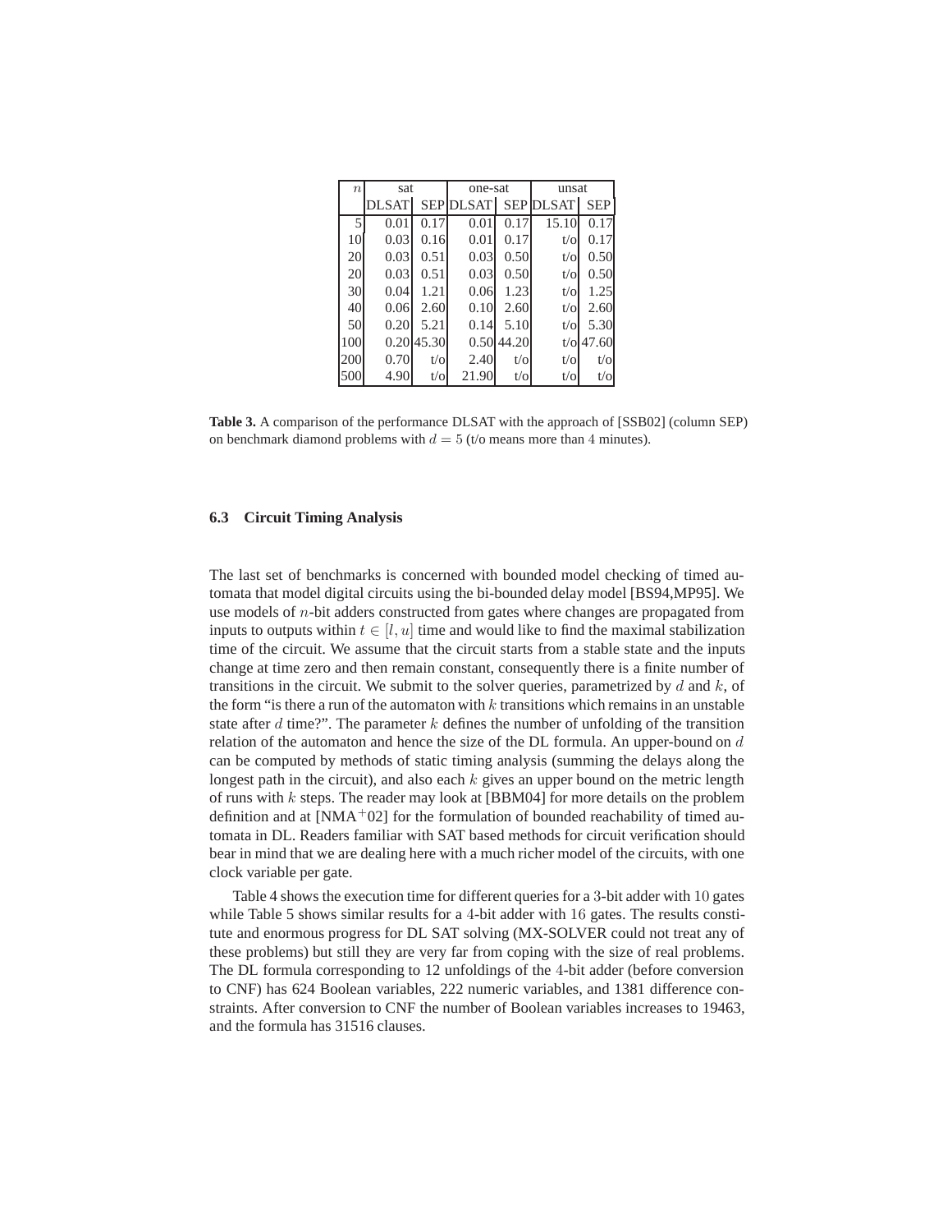| $n$ | sat | | one-sat | | unsat | |
|---|---|---|---|---|---|---|
| | DLSAT | SEP | DLSAT | SEP | DLSAT | SEP |
| 5 | 0.01 | 0.17 | 0.01 | 0.17 | 15.10 | 0.17 |
| 10 | 0.03 | 0.16 | 0.01 | 0.17 | t/o | 0.17 |
| 20 | 0.03 | 0.51 | 0.03 | 0.50 | t/o | 0.50 |
| 20 | 0.03 | 0.51 | 0.03 | 0.50 | t/o | 0.50 |
| 30 | 0.04 | 1.21 | 0.06 | 1.23 | t/o | 1.25 |
| 40 | 0.06 | 2.60 | 0.10 | 2.60 | t/o | 2.60 |
| 50 | 0.20 | 5.21 | 0.14 | 5.10 | t/o | 5.30 |
| 100 | 0.20 | 45.30 | 0.50 | 44.20 | t/o | 47.60 |
| 200 | 0.70 | t/o | 2.40 | t/o | t/o | t/o |
| 500 | 4.90 | t/o | 21.90 | t/o | t/o | t/o |

**Table 3.** A comparison of the performance DLSAT with the approach of [SSB02] (column SEP) on benchmark diamond problems with $d = 5$ (t/o means more than 4 minutes).

### 6.3 Circuit Timing Analysis

The last set of benchmarks is concerned with bounded model checking of timed automata that model digital circuits using the bi-bounded delay model [BS94,MP95]. We use models of $n$-bit adders constructed from gates where changes are propagated from inputs to outputs within $t \in [l, u]$ time and would like to find the maximal stabilization time of the circuit. We assume that the circuit starts from a stable state and the inputs change at time zero and then remain constant, consequently there is a finite number of transitions in the circuit. We submit to the solver queries, parametrized by $d$ and $k$, of the form "is there a run of the automaton with $k$ transitions which remains in an unstable state after $d$ time?". The parameter $k$ defines the number of unfolding of the transition relation of the automaton and hence the size of the DL formula. An upper-bound on $d$ can be computed by methods of static timing analysis (summing the delays along the longest path in the circuit), and also each $k$ gives an upper bound on the metric length of runs with $k$ steps. The reader may look at [BBM04] for more details on the problem definition and at [NMA$^+$02] for the formulation of bounded reachability of timed automata in DL. Readers familiar with SAT based methods for circuit verification should bear in mind that we are dealing here with a much richer model of the circuits, with one clock variable per gate.

Table 4 shows the execution time for different queries for a 3-bit adder with 10 gates while Table 5 shows similar results for a 4-bit adder with 16 gates. The results constitute and enormous progress for DL SAT solving (MX-SOLVER could not treat any of these problems) but still they are very far from coping with the size of real problems. The DL formula corresponding to 12 unfoldings of the 4-bit adder (before conversion to CNF) has 624 Boolean variables, 222 numeric variables, and 1381 difference constraints. After conversion to CNF the number of Boolean variables increases to 19463, and the formula has 31516 clauses.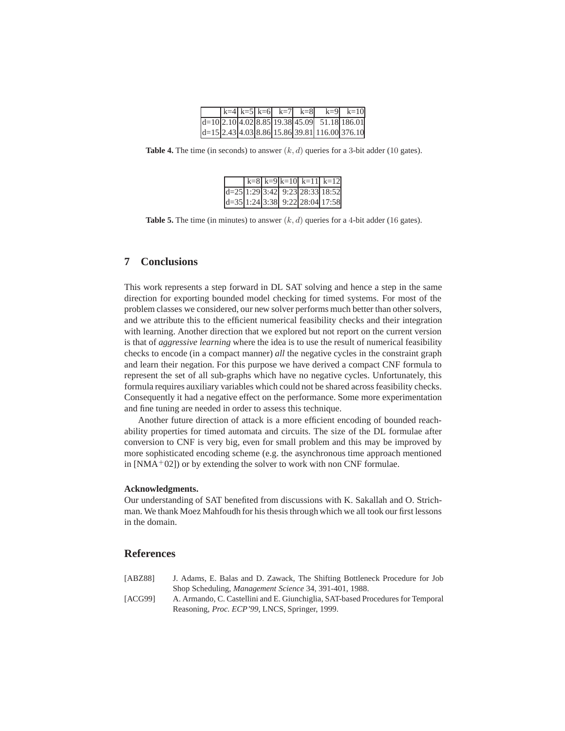| | k=4 | k=5 | k=6 | k=7 | k=8 | k=9 | k=10 |
|---|---|---|---|---|---|---|---|
| d=10 | 2.10 | 4.02 | 8.85 | 19.38 | 45.09 | 51.18 | 186.01 |
| d=15 | 2.43 | 4.03 | 8.86 | 15.86 | 39.81 | 116.00 | 376.10 |

**Table 4.** The time (in seconds) to answer $(k, d)$ queries for a $3$-bit adder ($10$ gates).

| | k=8 | k=9 | k=10 | k=11 | k=12 |
|---|---|---|---|---|---|
| d=25 | 1:29 | 3:42 | 9:23 | 28:33 | 18:52 |
| d=35 | 1:24 | 3:38 | 9:22 | 28:04 | 17:58 |

**Table 5.** The time (in minutes) to answer $(k, d)$ queries for a $4$-bit adder ($16$ gates).

## 7 Conclusions

This work represents a step forward in DL SAT solving and hence a step in the same direction for exporting bounded model checking for timed systems. For most of the problem classes we considered, our new solver performs much better than other solvers, and we attribute this to the efficient numerical feasibility checks and their integration with learning. Another direction that we explored but not report on the current version is that of *aggressive learning* where the idea is to use the result of numerical feasibility checks to encode (in a compact manner) *all* the negative cycles in the constraint graph and learn their negation. For this purpose we have derived a compact CNF formula to represent the set of all sub-graphs which have no negative cycles. Unfortunately, this formula requires auxiliary variables which could not be shared across feasibility checks. Consequently it had a negative effect on the performance. Some more experimentation and fine tuning are needed in order to assess this technique.

Another future direction of attack is a more efficient encoding of bounded reachability properties for timed automata and circuits. The size of the DL formulae after conversion to CNF is very big, even for small problem and this may be improved by more sophisticated encoding scheme (e.g. the asynchronous time approach mentioned in [NMA$^+$02]) or by extending the solver to work with non CNF formulae.

**Acknowledgments.**
Our understanding of SAT benefited from discussions with K. Sakallah and O. Strichman. We thank Moez Mahfoudh for his thesis through which we all took our first lessons in the domain.

## References

[ABZ88] J. Adams, E. Balas and D. Zawack, The Shifting Bottleneck Procedure for Job Shop Scheduling, *Management Science* 34, 391-401, 1988.

[ACG99] A. Armando, C. Castellini and E. Giunchiglia, SAT-based Procedures for Temporal Reasoning, *Proc. ECP'99*, LNCS, Springer, 1999.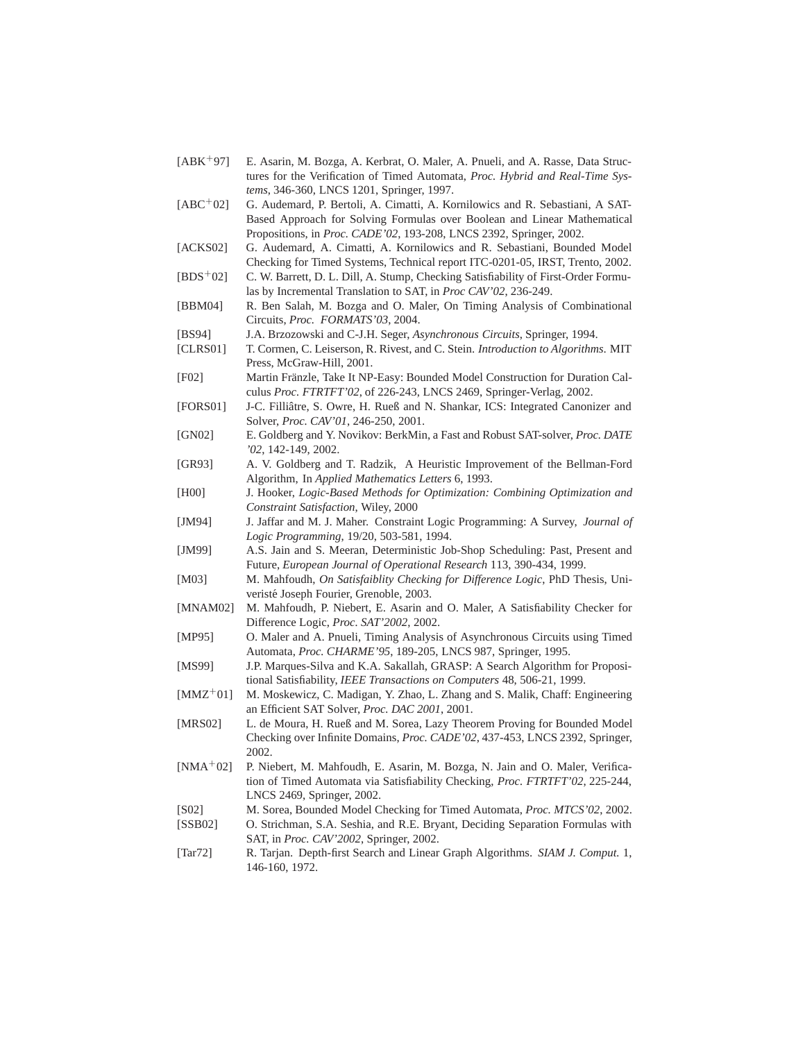[ABK+97] E. Asarin, M. Bozga, A. Kerbrat, O. Maler, A. Pnueli, and A. Rasse, Data Structures for the Verification of Timed Automata, *Proc. Hybrid and Real-Time Systems*, 346-360, LNCS 1201, Springer, 1997.

[ABC+02] G. Audemard, P. Bertoli, A. Cimatti, A. Kornilowics and R. Sebastiani, A SAT-Based Approach for Solving Formulas over Boolean and Linear Mathematical Propositions, in *Proc. CADE'02*, 193-208, LNCS 2392, Springer, 2002.

[ACKS02] G. Audemard, A. Cimatti, A. Kornilowics and R. Sebastiani, Bounded Model Checking for Timed Systems, Technical report ITC-0201-05, IRST, Trento, 2002.

[BDS+02] C. W. Barrett, D. L. Dill, A. Stump, Checking Satisfiability of First-Order Formulas by Incremental Translation to SAT, in *Proc CAV'02*, 236-249.

[BBM04] R. Ben Salah, M. Bozga and O. Maler, On Timing Analysis of Combinational Circuits, *Proc. FORMATS'03*, 2004.

[BS94] J.A. Brzozowski and C-J.H. Seger, *Asynchronous Circuits*, Springer, 1994.

[CLRS01] T. Cormen, C. Leiserson, R. Rivest, and C. Stein. *Introduction to Algorithms*. MIT Press, McGraw-Hill, 2001.

[F02] Martin Fränzle, Take It NP-Easy: Bounded Model Construction for Duration Calculus *Proc. FTRTFT'02*, of 226-243, LNCS 2469, Springer-Verlag, 2002.

[FORS01] J-C. Filliâtre, S. Owre, H. Rueß and N. Shankar, ICS: Integrated Canonizer and Solver, *Proc. CAV'01*, 246-250, 2001.

[GN02] E. Goldberg and Y. Novikov: BerkMin, a Fast and Robust SAT-solver, *Proc. DATE '02*, 142-149, 2002.

[GR93] A. V. Goldberg and T. Radzik, A Heuristic Improvement of the Bellman-Ford Algorithm, In *Applied Mathematics Letters* 6, 1993.

[H00] J. Hooker, *Logic-Based Methods for Optimization: Combining Optimization and Constraint Satisfaction*, Wiley, 2000

[JM94] J. Jaffar and M. J. Maher. Constraint Logic Programming: A Survey, *Journal of Logic Programming*, 19/20, 503-581, 1994.

[JM99] A.S. Jain and S. Meeran, Deterministic Job-Shop Scheduling: Past, Present and Future, *European Journal of Operational Research* 113, 390-434, 1999.

[M03] M. Mahfoudh, *On Satisfaiblity Checking for Difference Logic*, PhD Thesis, Univeristé Joseph Fourier, Grenoble, 2003.

[MNAM02] M. Mahfoudh, P. Niebert, E. Asarin and O. Maler, A Satisfiability Checker for Difference Logic, *Proc. SAT'2002*, 2002.

[MP95] O. Maler and A. Pnueli, Timing Analysis of Asynchronous Circuits using Timed Automata, *Proc. CHARME'95*, 189-205, LNCS 987, Springer, 1995.

[MS99] J.P. Marques-Silva and K.A. Sakallah, GRASP: A Search Algorithm for Propositional Satisfiability, *IEEE Transactions on Computers* 48, 506-21, 1999.

[MMZ+01] M. Moskewicz, C. Madigan, Y. Zhao, L. Zhang and S. Malik, Chaff: Engineering an Efficient SAT Solver, *Proc. DAC 2001*, 2001.

[MRS02] L. de Moura, H. Rueß and M. Sorea, Lazy Theorem Proving for Bounded Model Checking over Infinite Domains, *Proc. CADE'02*, 437-453, LNCS 2392, Springer, 2002.

[NMA+02] P. Niebert, M. Mahfoudh, E. Asarin, M. Bozga, N. Jain and O. Maler, Verification of Timed Automata via Satisfiability Checking, *Proc. FTRTFT'02*, 225-244, LNCS 2469, Springer, 2002.

[S02] M. Sorea, Bounded Model Checking for Timed Automata, *Proc. MTCS'02*, 2002.

[SSB02] O. Strichman, S.A. Seshia, and R.E. Bryant, Deciding Separation Formulas with SAT, in *Proc. CAV'2002*, Springer, 2002.

[Tar72] R. Tarjan. Depth-first Search and Linear Graph Algorithms. *SIAM J. Comput.* 1, 146-160, 1972.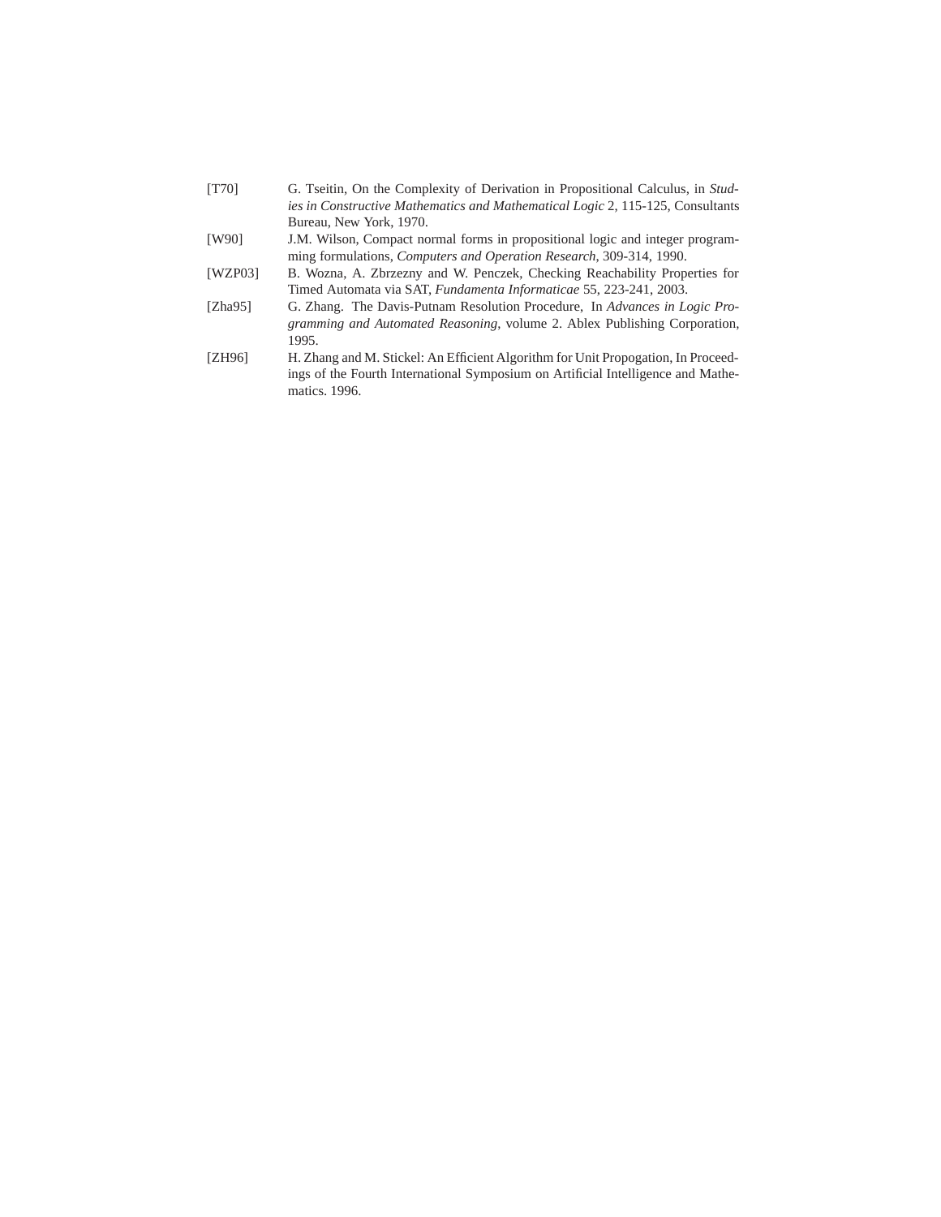[T70] G. Tseitin, On the Complexity of Derivation in Propositional Calculus, in *Studies in Constructive Mathematics and Mathematical Logic* 2, 115-125, Consultants Bureau, New York, 1970.

[W90] J.M. Wilson, Compact normal forms in propositional logic and integer programming formulations, *Computers and Operation Research*, 309-314, 1990.

[WZP03] B. Wozna, A. Zbrzezny and W. Penczek, Checking Reachability Properties for Timed Automata via SAT, *Fundamenta Informaticae* 55, 223-241, 2003.

[Zha95] G. Zhang. The Davis-Putnam Resolution Procedure, In *Advances in Logic Programming and Automated Reasoning*, volume 2. Ablex Publishing Corporation, 1995.

[ZH96] H. Zhang and M. Stickel: An Efficient Algorithm for Unit Propogation, In Proceedings of the Fourth International Symposium on Artificial Intelligence and Mathematics. 1996.